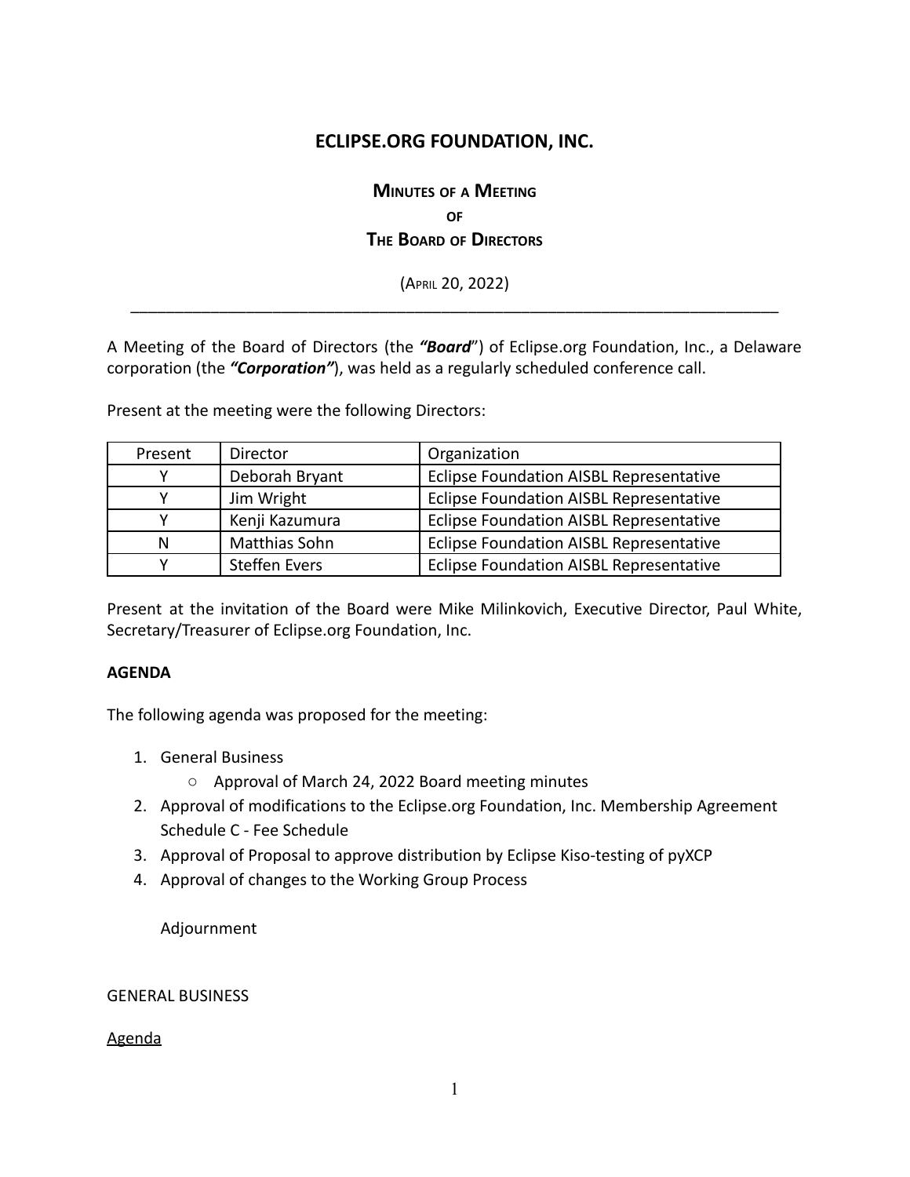# ECLIPSE.ORG FOUNDATION, INC.

## MINUTES OF A MEETING
## OF
## THE BOARD OF DIRECTORS

(APRIL 20, 2022)

---

A Meeting of the Board of Directors (the ***"Board"***) of Eclipse.org Foundation, Inc., a Delaware corporation (the ***"Corporation"***), was held as a regularly scheduled conference call.

Present at the meeting were the following Directors:

| Present | Director | Organization |
|---|---|---|
| Y | Deborah Bryant | Eclipse Foundation AISBL Representative |
| Y | Jim Wright | Eclipse Foundation AISBL Representative |
| Y | Kenji Kazumura | Eclipse Foundation AISBL Representative |
| N | Matthias Sohn | Eclipse Foundation AISBL Representative |
| Y | Steffen Evers | Eclipse Foundation AISBL Representative |

Present at the invitation of the Board were Mike Milinkovich, Executive Director, Paul White, Secretary/Treasurer of Eclipse.org Foundation, Inc.

**AGENDA**

The following agenda was proposed for the meeting:

1. General Business
   - Approval of March 24, 2022 Board meeting minutes
2. Approval of modifications to the Eclipse.org Foundation, Inc. Membership Agreement Schedule C - Fee Schedule
3. Approval of Proposal to approve distribution by Eclipse Kiso-testing of pyXCP
4. Approval of changes to the Working Group Process

   Adjournment

GENERAL BUSINESS

<u>Agenda</u>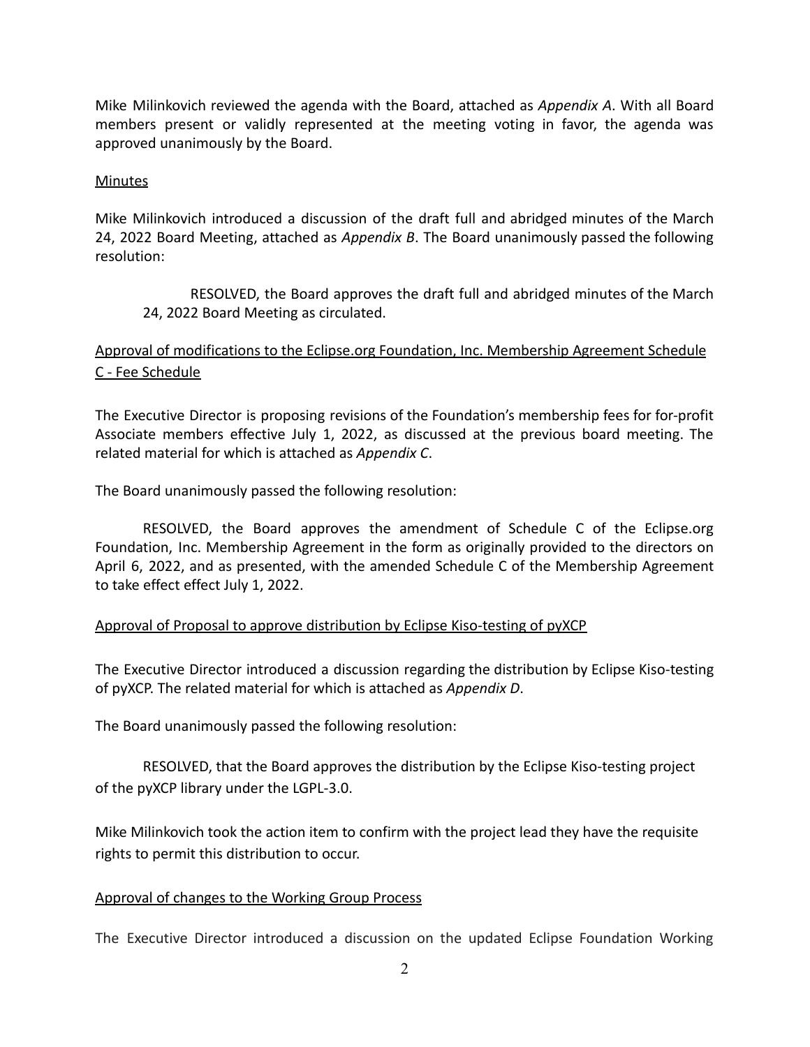Mike Milinkovich reviewed the agenda with the Board, attached as *Appendix A*. With all Board members present or validly represented at the meeting voting in favor, the agenda was approved unanimously by the Board.

Minutes

Mike Milinkovich introduced a discussion of the draft full and abridged minutes of the March 24, 2022 Board Meeting, attached as *Appendix B*. The Board unanimously passed the following resolution:

> RESOLVED, the Board approves the draft full and abridged minutes of the March 24, 2022 Board Meeting as circulated.

Approval of modifications to the Eclipse.org Foundation, Inc. Membership Agreement Schedule C - Fee Schedule

The Executive Director is proposing revisions of the Foundation's membership fees for for-profit Associate members effective July 1, 2022, as discussed at the previous board meeting. The related material for which is attached as *Appendix C*.

The Board unanimously passed the following resolution:

> RESOLVED, the Board approves the amendment of Schedule C of the Eclipse.org Foundation, Inc. Membership Agreement in the form as originally provided to the directors on April 6, 2022, and as presented, with the amended Schedule C of the Membership Agreement to take effect effect July 1, 2022.

Approval of Proposal to approve distribution by Eclipse Kiso-testing of pyXCP

The Executive Director introduced a discussion regarding the distribution by Eclipse Kiso-testing of pyXCP. The related material for which is attached as *Appendix D*.

The Board unanimously passed the following resolution:

> RESOLVED, that the Board approves the distribution by the Eclipse Kiso-testing project of the pyXCP library under the LGPL-3.0.

Mike Milinkovich took the action item to confirm with the project lead they have the requisite rights to permit this distribution to occur.

Approval of changes to the Working Group Process

The Executive Director introduced a discussion on the updated Eclipse Foundation Working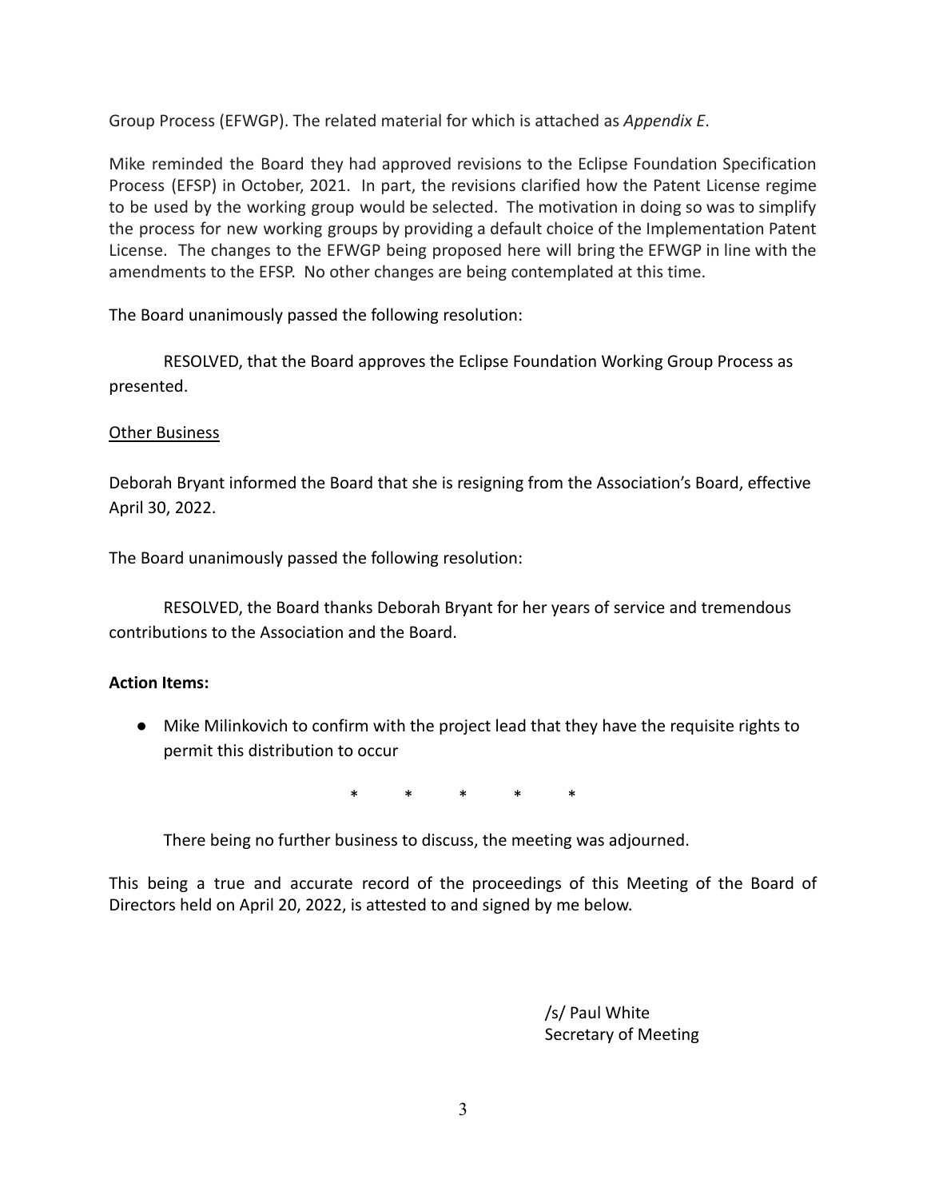Group Process (EFWGP). The related material for which is attached as *Appendix E*.

Mike reminded the Board they had approved revisions to the Eclipse Foundation Specification Process (EFSP) in October, 2021. In part, the revisions clarified how the Patent License regime to be used by the working group would be selected. The motivation in doing so was to simplify the process for new working groups by providing a default choice of the Implementation Patent License. The changes to the EFWGP being proposed here will bring the EFWGP in line with the amendments to the EFSP. No other changes are being contemplated at this time.

The Board unanimously passed the following resolution:

RESOLVED, that the Board approves the Eclipse Foundation Working Group Process as presented.

<u>Other Business</u>

Deborah Bryant informed the Board that she is resigning from the Association's Board, effective April 30, 2022.

The Board unanimously passed the following resolution:

RESOLVED, the Board thanks Deborah Bryant for her years of service and tremendous contributions to the Association and the Board.

**Action Items:**

- Mike Milinkovich to confirm with the project lead that they have the requisite rights to permit this distribution to occur

\* \* \* \* \*

There being no further business to discuss, the meeting was adjourned.

This being a true and accurate record of the proceedings of this Meeting of the Board of Directors held on April 20, 2022, is attested to and signed by me below.

/s/ Paul White
Secretary of Meeting